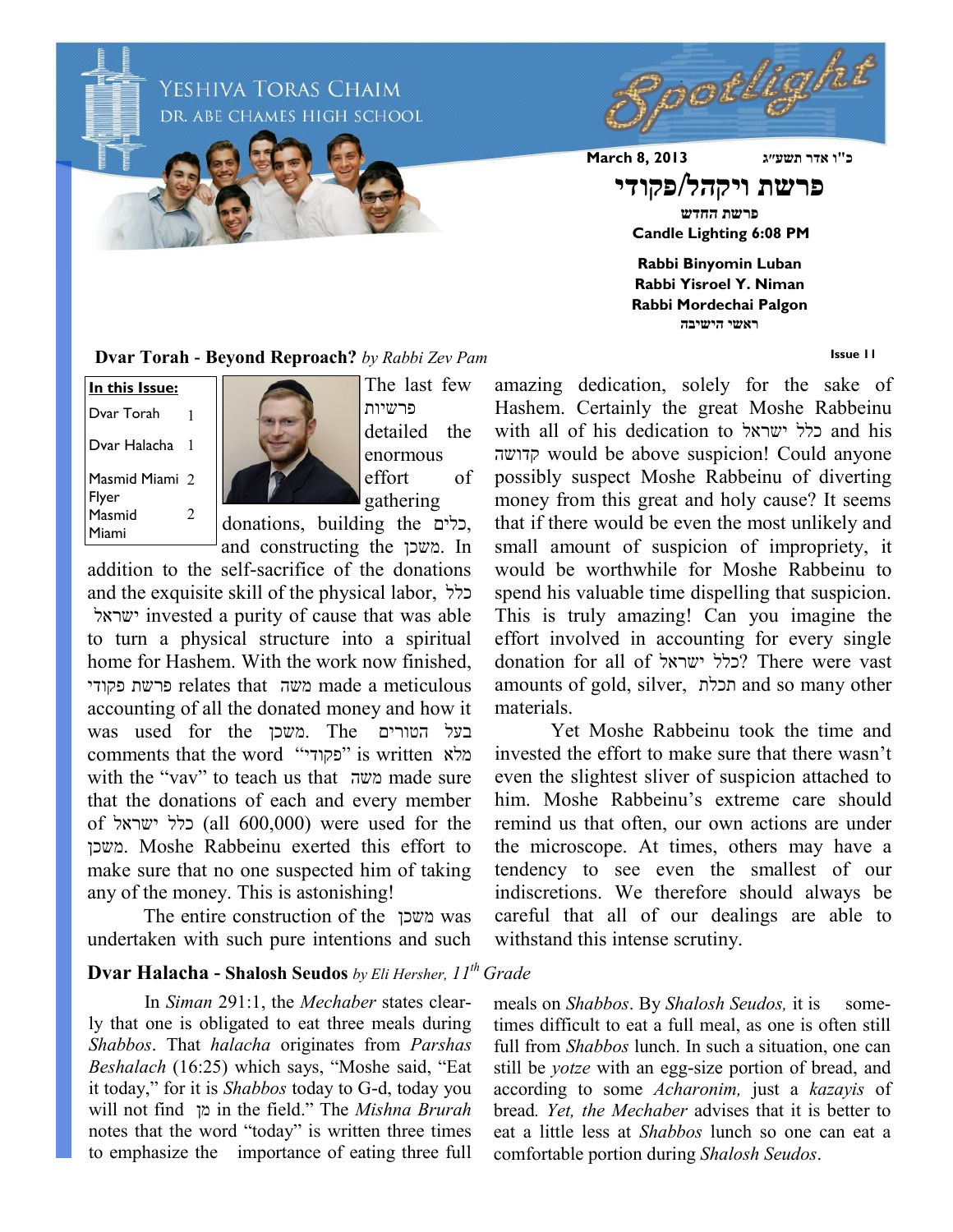# YESHIVA TORAS CHAIM
## DR. ABE CHAMES HIGH SCHOOL

# Spotlight

**March 8, 2013** **כ"ו אדר תשע"ג**

# פרשת ויקהל/פקודי

**פרשת החדש**

**Candle Lighting 6:08 PM**

**Rabbi Binyomin Luban**
**Rabbi Yisroel Y. Niman**
**Rabbi Mordechai Palgon**
**ראשי הישיבה**

**Issue 11**

| In this Issue: | |
|---|---|
| Dvar Torah | 1 |
| Dvar Halacha | 1 |
| Masmid Miami Flyer | 2 |
| Masmid Miami | 2 |

## Dvar Torah - Beyond Reproach? *by Rabbi Zev Pam*

The last few פרשיות detailed the enormous effort of gathering donations, building the כלים, and constructing the משכן. In addition to the self-sacrifice of the donations and the exquisite skill of the physical labor, כלל ישראל invested a purity of cause that was able to turn a physical structure into a spiritual home for Hashem. With the work now finished, פרשת פקודי relates that משה made a meticulous accounting of all the donated money and how it was used for the משכן. The בעל הטורים comments that the word "פקודי" is written מלא with the "vav" to teach us that משה made sure that the donations of each and every member of כלל ישראל (all 600,000) were used for the משכן. Moshe Rabbeinu exerted this effort to make sure that no one suspected him of taking any of the money. This is astonishing!

The entire construction of the משכן was undertaken with such pure intentions and such amazing dedication, solely for the sake of Hashem. Certainly the great Moshe Rabbeinu with all of his dedication to כלל ישראל and his קדושה would be above suspicion! Could anyone possibly suspect Moshe Rabbeinu of diverting money from this great and holy cause? It seems that if there would be even the most unlikely and small amount of suspicion of impropriety, it would be worthwhile for Moshe Rabbeinu to spend his valuable time dispelling that suspicion. This is truly amazing! Can you imagine the effort involved in accounting for every single donation for all of כלל ישראל? There were vast amounts of gold, silver, תכלת and so many other materials.

Yet Moshe Rabbeinu took the time and invested the effort to make sure that there wasn't even the slightest sliver of suspicion attached to him. Moshe Rabbeinu's extreme care should remind us that often, our own actions are under the microscope. At times, others may have a tendency to see even the smallest of our indiscretions. We therefore should always be careful that all of our dealings are able to withstand this intense scrutiny.

## Dvar Halacha - Shalosh Seudos *by Eli Hershser, 11th Grade*

In *Siman* 291:1, the *Mechaber* states clearly that one is obligated to eat three meals during *Shabbos*. That *halacha* originates from *Parshas Beshalach* (16:25) which says, "Moshe said, "Eat it today," for it is *Shabbos* today to G-d, today you will not find מן in the field." The *Mishna Brurah* notes that the word "today" is written three times to emphasize the importance of eating three full meals on *Shabbos*. By *Shalosh Seudos,* it is sometimes difficult to eat a full meal, as one is often still full from *Shabbos* lunch. In such a situation, one can still be *yotze* with an egg-size portion of bread, and according to some *Acharonim,* just a *kazayis* of bread*. Yet, the Mechaber* advises that it is better to eat a little less at *Shabbos* lunch so one can eat a comfortable portion during *Shalosh Seudos*.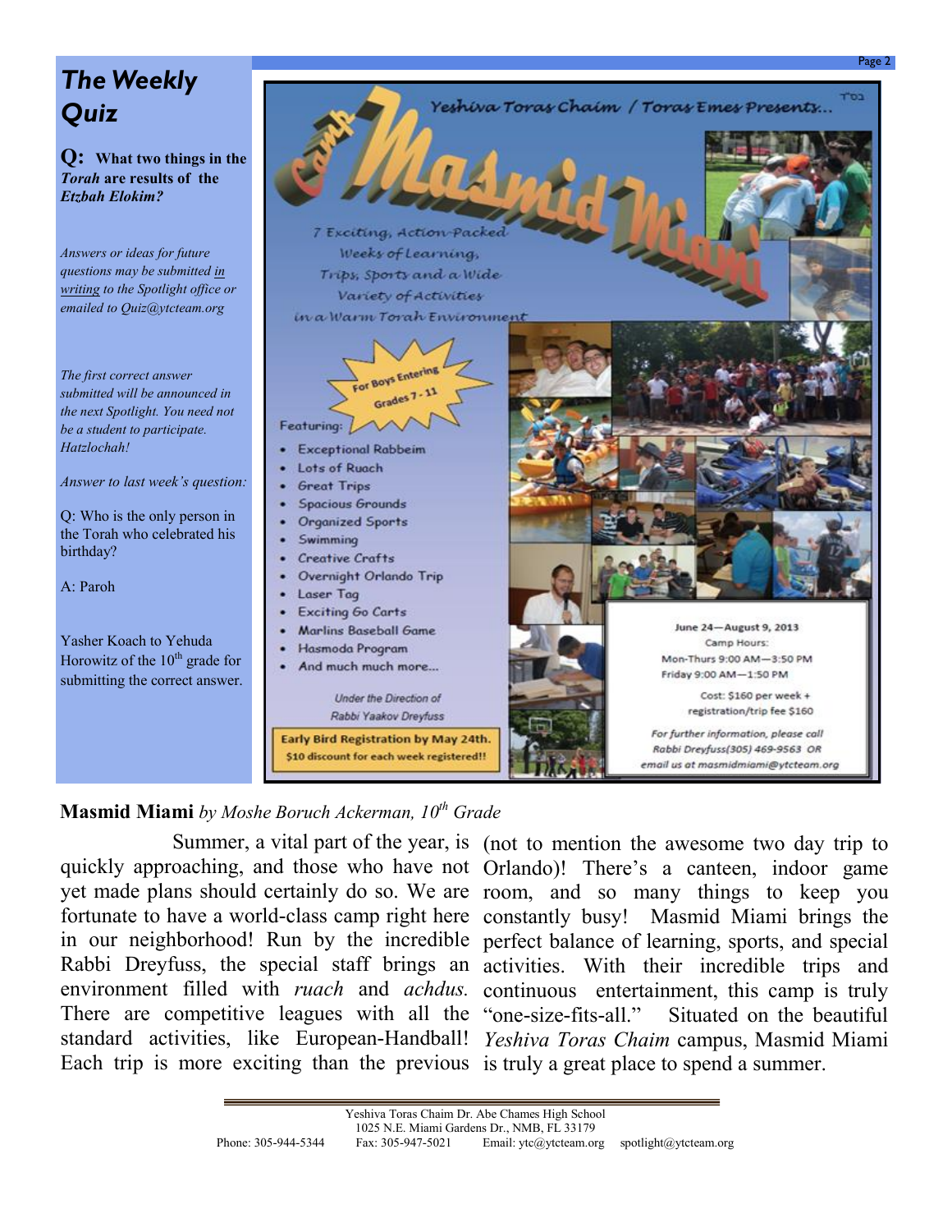## The Weekly Quiz

**Q: What two things in the *Torah* are results of the *Etzbah Elokim?***

*Answers or ideas for future questions may be submitted in writing to the Spotlight office or emailed to Quiz@ytcteam.org*

*The first correct answer submitted will be announced in the next Spotlight. You need not be a student to participate. Hatzlochah!*

*Answer to last week's question:*

Q: Who is the only person in the Torah who celebrated his birthday?

A: Paroh

Yasher Koach to Yehuda Horowitz of the 10th grade for submitting the correct answer.

---

בס"ד

Yeshiva Toras Chaim / Toras Emes Presents...

# Camp Masmid Miami

7 Exciting, Action-Packed Weeks of Learning, Trips, Sports and a Wide Variety of Activities in a Warm Torah Environment

For Boys Entering Grades 7 - 11

Featuring:

- Exceptional Rabbeim
- Lots of Ruach
- Great Trips
- Spacious Grounds
- Organized Sports
- Swimming
- Creative Crafts
- Overnight Orlando Trip
- Laser Tag
- Exciting Go Carts
- Marlins Baseball Game
- Hasmoda Program
- And much much more...

Under the Direction of Rabbi Yaakov Dreyfuss

**Early Bird Registration by May 24th. $10 discount for each week registered!!**

June 24—August 9, 2013

Camp Hours:

Mon-Thurs 9:00 AM—3:50 PM

Friday 9:00 AM—1:50 PM

Cost: $160 per week + registration/trip fee $160

*For further information, please call Rabbi Dreyfuss(305) 469-9563 OR email us at masmidmiami@ytcteam.org*

---

**Masmid Miami** *by Moshe Boruch Ackerman, 10th Grade*

Summer, a vital part of the year, is quickly approaching, and those who have not yet made plans should certainly do so. We are fortunate to have a world-class camp right here in our neighborhood! Run by the incredible Rabbi Dreyfuss, the special staff brings an environment filled with *ruach* and *achdus.* There are competitive leagues with all the standard activities, like European-Handball! Each trip is more exciting than the previous (not to mention the awesome two day trip to Orlando)! There's a canteen, indoor game room, and so many things to keep you constantly busy! Masmid Miami brings the perfect balance of learning, sports, and special activities. With their incredible trips and continuous entertainment, this camp is truly "one-size-fits-all." Situated on the beautiful *Yeshiva Toras Chaim* campus, Masmid Miami is truly a great place to spend a summer.

---

Yeshiva Toras Chaim Dr. Abe Chames High School
1025 N.E. Miami Gardens Dr., NMB, FL 33179
Phone: 305-944-5344 Fax: 305-947-5021 Email: ytc@ytcteam.org spotlight@ytcteam.org